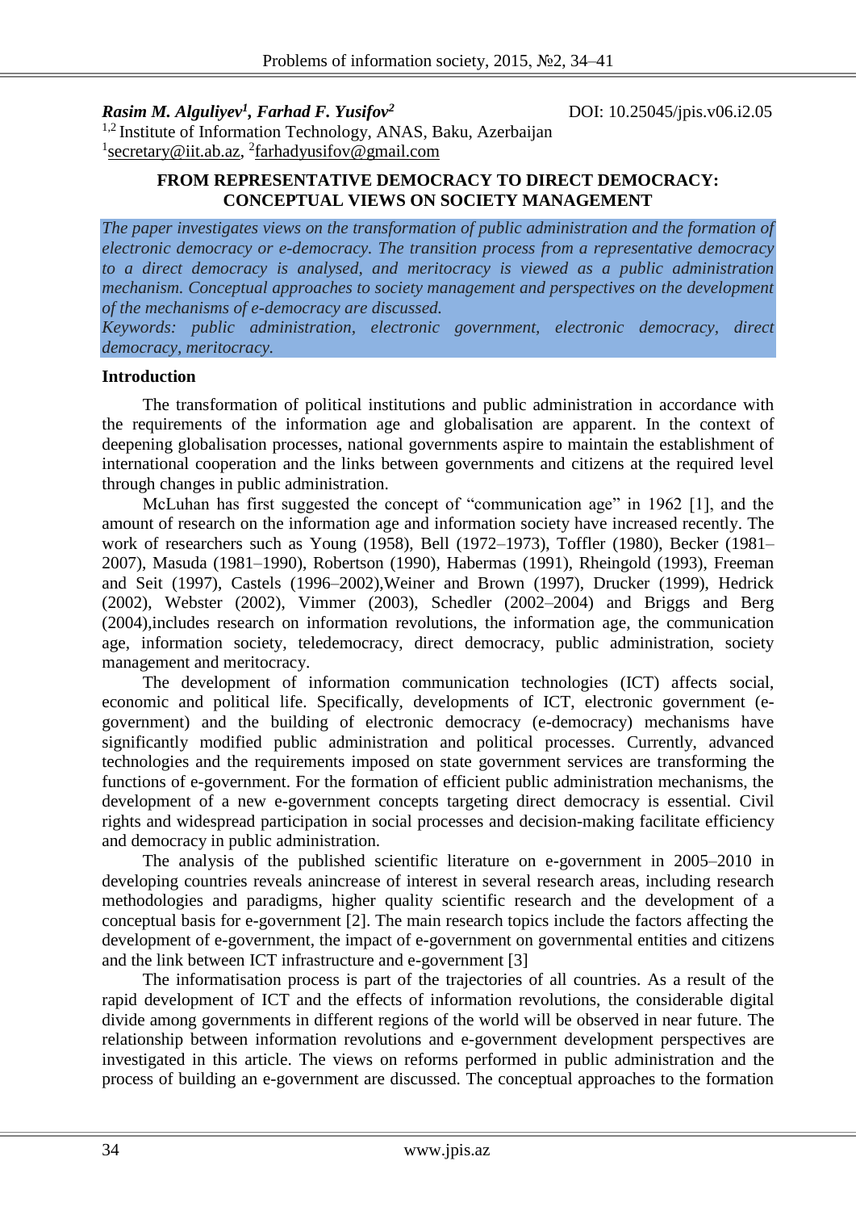*Rasim M. Alguliyev[1], Farhad F. Yusifov[2]*

DOI: 10.25045/jpis.v06.i2.05

[1,2] Institute of Information Technology, ANAS, Baku, Azerbaijan

[1]secretary@iit.ab.az, [2]farhadyusifov@gmail.com

# FROM REPRESENTATIVE DEMOCRACY TO DIRECT DEMOCRACY: CONCEPTUAL VIEWS ON SOCIETY MANAGEMENT

*The paper investigates views on the transformation of public administration and the formation of electronic democracy or e-democracy. The transition process from a representative democracy to a direct democracy is analysed, and meritocracy is viewed as a public administration mechanism. Conceptual approaches to society management and perspectives on the development of the mechanisms of e-democracy are discussed.*

*Keywords: public administration, electronic government, electronic democracy, direct democracy, meritocracy.*

## Introduction

The transformation of political institutions and public administration in accordance with the requirements of the information age and globalisation are apparent. In the context of deepening globalisation processes, national governments aspire to maintain the establishment of international cooperation and the links between governments and citizens at the required level through changes in public administration.

McLuhan has first suggested the concept of "communication age" in 1962 [1], and the amount of research on the information age and information society have increased recently. The work of researchers such as Young (1958), Bell (1972–1973), Toffler (1980), Becker (1981–2007), Masuda (1981–1990), Robertson (1990), Habermas (1991), Rheingold (1993), Freeman and Seit (1997), Castels (1996–2002),Weiner and Brown (1997), Drucker (1999), Hedrick (2002), Webster (2002), Vimmer (2003), Schedler (2002–2004) and Briggs and Berg (2004),includes research on information revolutions, the information age, the communication age, information society, teledemocracy, direct democracy, public administration, society management and meritocracy.

The development of information communication technologies (ICT) affects social, economic and political life. Specifically, developments of ICT, electronic government (e-government) and the building of electronic democracy (e-democracy) mechanisms have significantly modified public administration and political processes. Currently, advanced technologies and the requirements imposed on state government services are transforming the functions of e-government. For the formation of efficient public administration mechanisms, the development of a new e-government concepts targeting direct democracy is essential. Civil rights and widespread participation in social processes and decision-making facilitate efficiency and democracy in public administration.

The analysis of the published scientific literature on e-government in 2005–2010 in developing countries reveals anincrease of interest in several research areas, including research methodologies and paradigms, higher quality scientific research and the development of a conceptual basis for e-government [2]. The main research topics include the factors affecting the development of e-government, the impact of e-government on governmental entities and citizens and the link between ICT infrastructure and e-government [3]

The informatisation process is part of the trajectories of all countries. As a result of the rapid development of ICT and the effects of information revolutions, the considerable digital divide among governments in different regions of the world will be observed in near future. The relationship between information revolutions and e-government development perspectives are investigated in this article. The views on reforms performed in public administration and the process of building an e-government are discussed. The conceptual approaches to the formation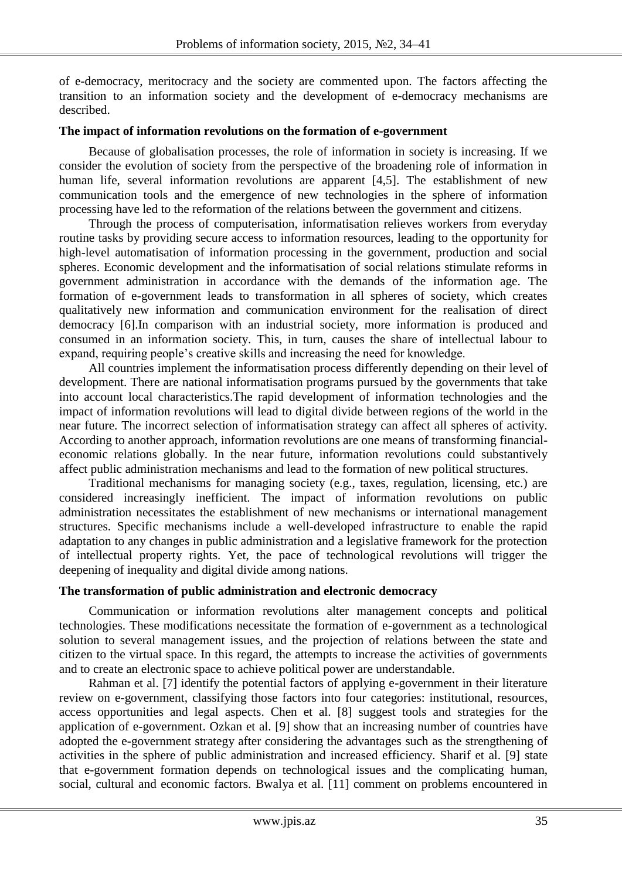of e-democracy, meritocracy and the society are commented upon. The factors affecting the transition to an information society and the development of e-democracy mechanisms are described.

**The impact of information revolutions on the formation of e-government**

Because of globalisation processes, the role of information in society is increasing. If we consider the evolution of society from the perspective of the broadening role of information in human life, several information revolutions are apparent [4,5]. The establishment of new communication tools and the emergence of new technologies in the sphere of information processing have led to the reformation of the relations between the government and citizens.

Through the process of computerisation, informatisation relieves workers from everyday routine tasks by providing secure access to information resources, leading to the opportunity for high-level automatisation of information processing in the government, production and social spheres. Economic development and the informatisation of social relations stimulate reforms in government administration in accordance with the demands of the information age. The formation of e-government leads to transformation in all spheres of society, which creates qualitatively new information and communication environment for the realisation of direct democracy [6].In comparison with an industrial society, more information is produced and consumed in an information society. This, in turn, causes the share of intellectual labour to expand, requiring people's creative skills and increasing the need for knowledge.

All countries implement the informatisation process differently depending on their level of development. There are national informatisation programs pursued by the governments that take into account local characteristics.The rapid development of information technologies and the impact of information revolutions will lead to digital divide between regions of the world in the near future. The incorrect selection of informatisation strategy can affect all spheres of activity. According to another approach, information revolutions are one means of transforming financial-economic relations globally. In the near future, information revolutions could substantively affect public administration mechanisms and lead to the formation of new political structures.

Traditional mechanisms for managing society (e.g., taxes, regulation, licensing, etc.) are considered increasingly inefficient. The impact of information revolutions on public administration necessitates the establishment of new mechanisms or international management structures. Specific mechanisms include a well-developed infrastructure to enable the rapid adaptation to any changes in public administration and a legislative framework for the protection of intellectual property rights. Yet, the pace of technological revolutions will trigger the deepening of inequality and digital divide among nations.

**The transformation of public administration and electronic democracy**

Communication or information revolutions alter management concepts and political technologies. These modifications necessitate the formation of e-government as a technological solution to several management issues, and the projection of relations between the state and citizen to the virtual space. In this regard, the attempts to increase the activities of governments and to create an electronic space to achieve political power are understandable.

Rahman et al. [7] identify the potential factors of applying e-government in their literature review on e-government, classifying those factors into four categories: institutional, resources, access opportunities and legal aspects. Chen et al. [8] suggest tools and strategies for the application of e-government. Ozkan et al. [9] show that an increasing number of countries have adopted the e-government strategy after considering the advantages such as the strengthening of activities in the sphere of public administration and increased efficiency. Sharif et al. [9] state that e-government formation depends on technological issues and the complicating human, social, cultural and economic factors. Bwalya et al. [11] comment on problems encountered in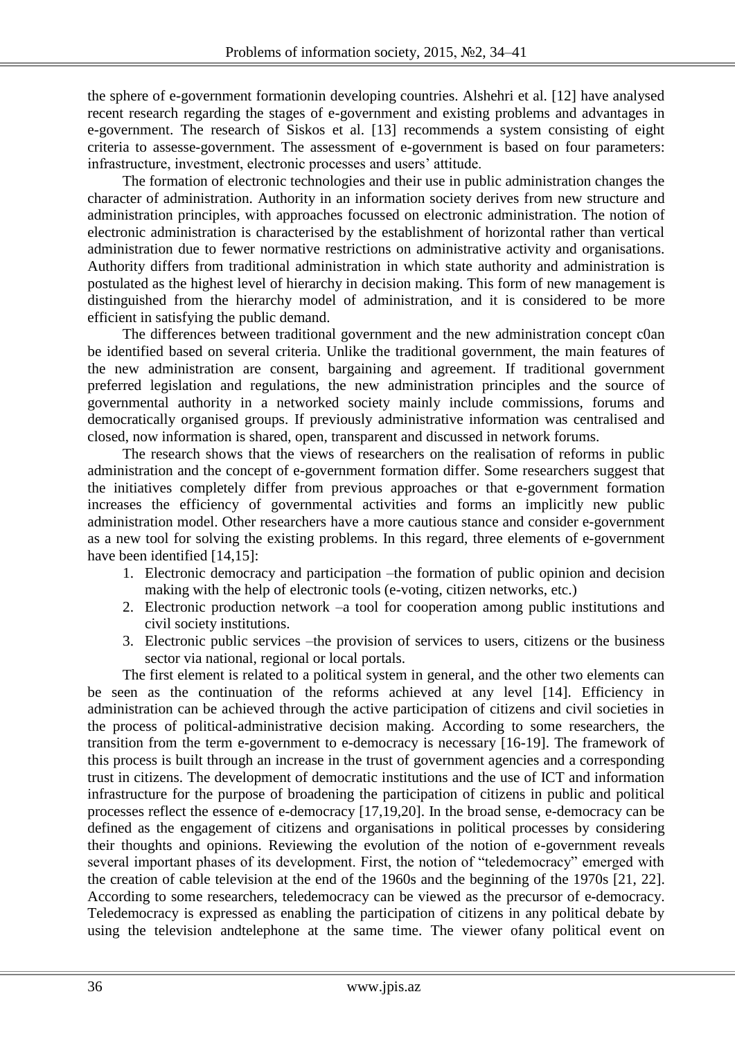the sphere of e-government formationin developing countries. Alshehri et al. [12] have analysed recent research regarding the stages of e-government and existing problems and advantages in e-government. The research of Siskos et al. [13] recommends a system consisting of eight criteria to assesse-government. The assessment of e-government is based on four parameters: infrastructure, investment, electronic processes and users' attitude.

The formation of electronic technologies and their use in public administration changes the character of administration. Authority in an information society derives from new structure and administration principles, with approaches focussed on electronic administration. The notion of electronic administration is characterised by the establishment of horizontal rather than vertical administration due to fewer normative restrictions on administrative activity and organisations. Authority differs from traditional administration in which state authority and administration is postulated as the highest level of hierarchy in decision making. This form of new management is distinguished from the hierarchy model of administration, and it is considered to be more efficient in satisfying the public demand.

The differences between traditional government and the new administration concept c0an be identified based on several criteria. Unlike the traditional government, the main features of the new administration are consent, bargaining and agreement. If traditional government preferred legislation and regulations, the new administration principles and the source of governmental authority in a networked society mainly include commissions, forums and democratically organised groups. If previously administrative information was centralised and closed, now information is shared, open, transparent and discussed in network forums.

The research shows that the views of researchers on the realisation of reforms in public administration and the concept of e-government formation differ. Some researchers suggest that the initiatives completely differ from previous approaches or that e-government formation increases the efficiency of governmental activities and forms an implicitly new public administration model. Other researchers have a more cautious stance and consider e-government as a new tool for solving the existing problems. In this regard, three elements of e-government have been identified [14,15]:

1. Electronic democracy and participation –the formation of public opinion and decision making with the help of electronic tools (e-voting, citizen networks, etc.)
2. Electronic production network –a tool for cooperation among public institutions and civil society institutions.
3. Electronic public services –the provision of services to users, citizens or the business sector via national, regional or local portals.

The first element is related to a political system in general, and the other two elements can be seen as the continuation of the reforms achieved at any level [14]. Efficiency in administration can be achieved through the active participation of citizens and civil societies in the process of political-administrative decision making. According to some researchers, the transition from the term e-government to e-democracy is necessary [16-19]. The framework of this process is built through an increase in the trust of government agencies and a corresponding trust in citizens. The development of democratic institutions and the use of ICT and information infrastructure for the purpose of broadening the participation of citizens in public and political processes reflect the essence of e-democracy [17,19,20]. In the broad sense, e-democracy can be defined as the engagement of citizens and organisations in political processes by considering their thoughts and opinions. Reviewing the evolution of the notion of e-government reveals several important phases of its development. First, the notion of "teledemocracy" emerged with the creation of cable television at the end of the 1960s and the beginning of the 1970s [21, 22]. According to some researchers, teledemocracy can be viewed as the precursor of e-democracy. Teledemocracy is expressed as enabling the participation of citizens in any political debate by using the television andtelephone at the same time. The viewer ofany political event on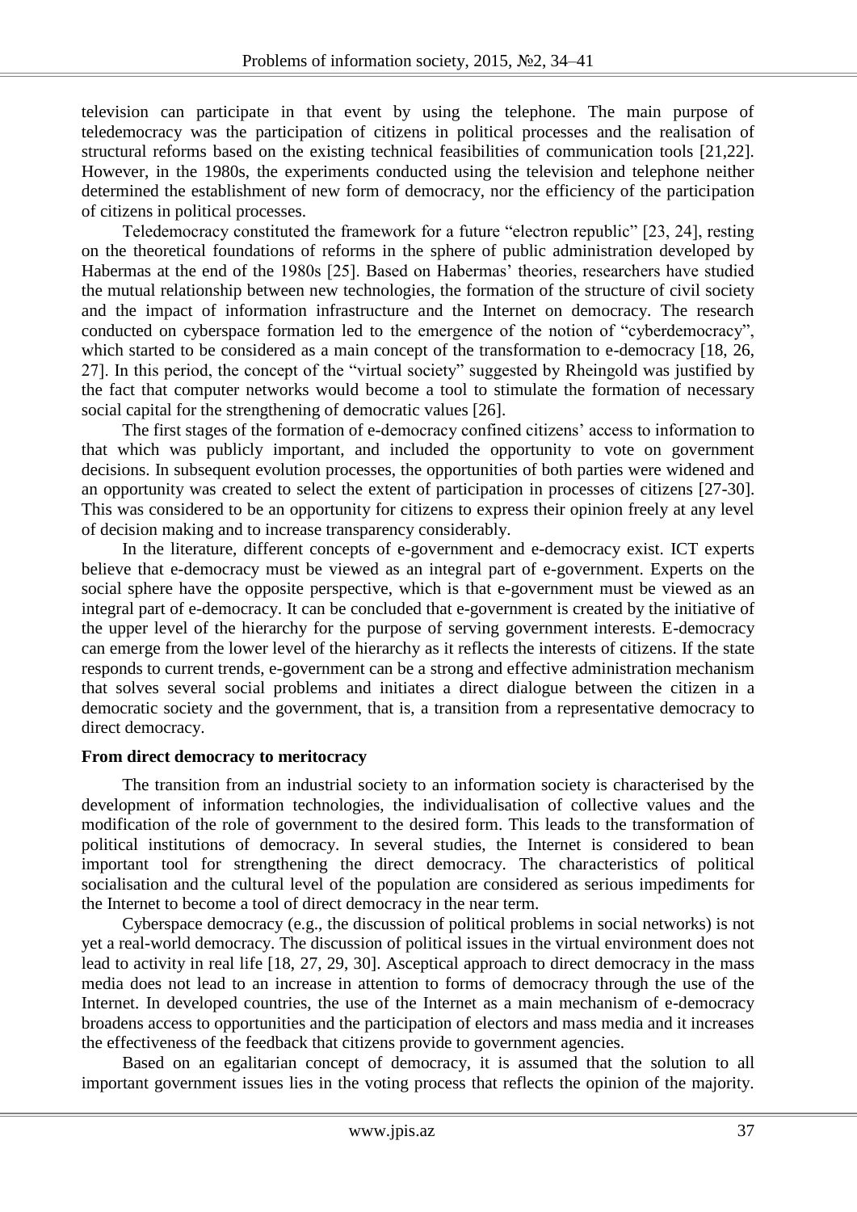television can participate in that event by using the telephone. The main purpose of teledemocracy was the participation of citizens in political processes and the realisation of structural reforms based on the existing technical feasibilities of communication tools [21,22]. However, in the 1980s, the experiments conducted using the television and telephone neither determined the establishment of new form of democracy, nor the efficiency of the participation of citizens in political processes.

Teledemocracy constituted the framework for a future "electron republic" [23, 24], resting on the theoretical foundations of reforms in the sphere of public administration developed by Habermas at the end of the 1980s [25]. Based on Habermas' theories, researchers have studied the mutual relationship between new technologies, the formation of the structure of civil society and the impact of information infrastructure and the Internet on democracy. The research conducted on cyberspace formation led to the emergence of the notion of "cyberdemocracy", which started to be considered as a main concept of the transformation to e-democracy [18, 26, 27]. In this period, the concept of the "virtual society" suggested by Rheingold was justified by the fact that computer networks would become a tool to stimulate the formation of necessary social capital for the strengthening of democratic values [26].

The first stages of the formation of e-democracy confined citizens' access to information to that which was publicly important, and included the opportunity to vote on government decisions. In subsequent evolution processes, the opportunities of both parties were widened and an opportunity was created to select the extent of participation in processes of citizens [27-30]. This was considered to be an opportunity for citizens to express their opinion freely at any level of decision making and to increase transparency considerably.

In the literature, different concepts of e-government and e-democracy exist. ICT experts believe that e-democracy must be viewed as an integral part of e-government. Experts on the social sphere have the opposite perspective, which is that e-government must be viewed as an integral part of e-democracy. It can be concluded that e-government is created by the initiative of the upper level of the hierarchy for the purpose of serving government interests. E-democracy can emerge from the lower level of the hierarchy as it reflects the interests of citizens. If the state responds to current trends, e-government can be a strong and effective administration mechanism that solves several social problems and initiates a direct dialogue between the citizen in a democratic society and the government, that is, a transition from a representative democracy to direct democracy.

### From direct democracy to meritocracy

The transition from an industrial society to an information society is characterised by the development of information technologies, the individualisation of collective values and the modification of the role of government to the desired form. This leads to the transformation of political institutions of democracy. In several studies, the Internet is considered to bean important tool for strengthening the direct democracy. The characteristics of political socialisation and the cultural level of the population are considered as serious impediments for the Internet to become a tool of direct democracy in the near term.

Cyberspace democracy (e.g., the discussion of political problems in social networks) is not yet a real-world democracy. The discussion of political issues in the virtual environment does not lead to activity in real life [18, 27, 29, 30]. Asceptical approach to direct democracy in the mass media does not lead to an increase in attention to forms of democracy through the use of the Internet. In developed countries, the use of the Internet as a main mechanism of e-democracy broadens access to opportunities and the participation of electors and mass media and it increases the effectiveness of the feedback that citizens provide to government agencies.

Based on an egalitarian concept of democracy, it is assumed that the solution to all important government issues lies in the voting process that reflects the opinion of the majority.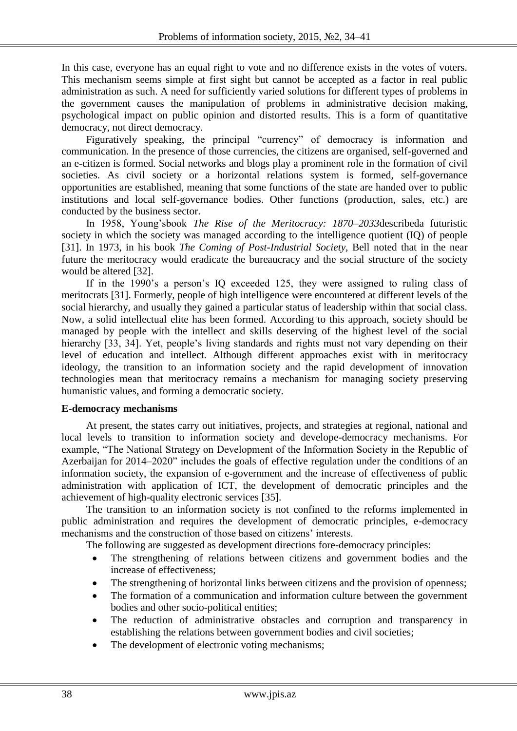In this case, everyone has an equal right to vote and no difference exists in the votes of voters. This mechanism seems simple at first sight but cannot be accepted as a factor in real public administration as such. A need for sufficiently varied solutions for different types of problems in the government causes the manipulation of problems in administrative decision making, psychological impact on public opinion and distorted results. This is a form of quantitative democracy, not direct democracy.

Figuratively speaking, the principal "currency" of democracy is information and communication. In the presence of those currencies, the citizens are organised, self-governed and an e-citizen is formed. Social networks and blogs play a prominent role in the formation of civil societies. As civil society or a horizontal relations system is formed, self-governance opportunities are established, meaning that some functions of the state are handed over to public institutions and local self-governance bodies. Other functions (production, sales, etc.) are conducted by the business sector.

In 1958, Young'sbook *The Rise of the Meritocracy: 1870–2033*describeda futuristic society in which the society was managed according to the intelligence quotient (IQ) of people [31]. In 1973, in his book *The Coming of Post-Industrial Society,* Bell noted that in the near future the meritocracy would eradicate the bureaucracy and the social structure of the society would be altered [32].

If in the 1990's a person's IQ exceeded 125, they were assigned to ruling class of meritocrats [31]. Formerly, people of high intelligence were encountered at different levels of the social hierarchy, and usually they gained a particular status of leadership within that social class. Now, a solid intellectual elite has been formed. According to this approach, society should be managed by people with the intellect and skills deserving of the highest level of the social hierarchy [33, 34]. Yet, people's living standards and rights must not vary depending on their level of education and intellect. Although different approaches exist with in meritocracy ideology, the transition to an information society and the rapid development of innovation technologies mean that meritocracy remains a mechanism for managing society preserving humanistic values, and forming a democratic society.

**E-democracy mechanisms**

At present, the states carry out initiatives, projects, and strategies at regional, national and local levels to transition to information society and develope-democracy mechanisms. For example, "The National Strategy on Development of the Information Society in the Republic of Azerbaijan for 2014–2020" includes the goals of effective regulation under the conditions of an information society, the expansion of e-government and the increase of effectiveness of public administration with application of ICT, the development of democratic principles and the achievement of high-quality electronic services [35].

The transition to an information society is not confined to the reforms implemented in public administration and requires the development of democratic principles, e-democracy mechanisms and the construction of those based on citizens' interests.

The following are suggested as development directions fore-democracy principles:

- The strengthening of relations between citizens and government bodies and the increase of effectiveness;
- The strengthening of horizontal links between citizens and the provision of openness;
- The formation of a communication and information culture between the government bodies and other socio-political entities;
- The reduction of administrative obstacles and corruption and transparency in establishing the relations between government bodies and civil societies;
- The development of electronic voting mechanisms;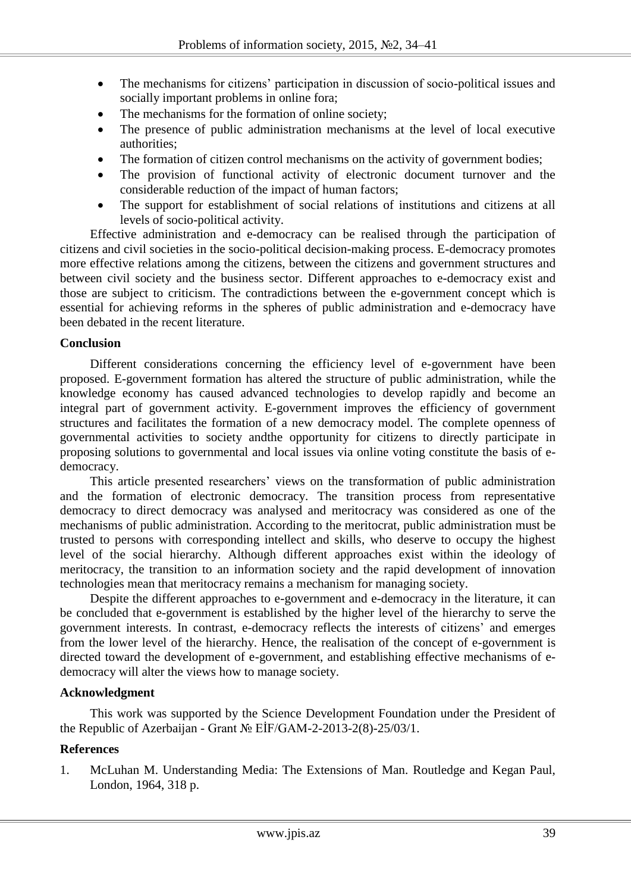- The mechanisms for citizens' participation in discussion of socio-political issues and socially important problems in online fora;
- The mechanisms for the formation of online society;
- The presence of public administration mechanisms at the level of local executive authorities;
- The formation of citizen control mechanisms on the activity of government bodies;
- The provision of functional activity of electronic document turnover and the considerable reduction of the impact of human factors;
- The support for establishment of social relations of institutions and citizens at all levels of socio-political activity.

Effective administration and e-democracy can be realised through the participation of citizens and civil societies in the socio-political decision-making process. E-democracy promotes more effective relations among the citizens, between the citizens and government structures and between civil society and the business sector. Different approaches to e-democracy exist and those are subject to criticism. The contradictions between the e-government concept which is essential for achieving reforms in the spheres of public administration and e-democracy have been debated in the recent literature.

**Conclusion**

Different considerations concerning the efficiency level of e-government have been proposed. E-government formation has altered the structure of public administration, while the knowledge economy has caused advanced technologies to develop rapidly and become an integral part of government activity. E-government improves the efficiency of government structures and facilitates the formation of a new democracy model. The complete openness of governmental activities to society andthe opportunity for citizens to directly participate in proposing solutions to governmental and local issues via online voting constitute the basis of e-democracy.

This article presented researchers' views on the transformation of public administration and the formation of electronic democracy. The transition process from representative democracy to direct democracy was analysed and meritocracy was considered as one of the mechanisms of public administration. According to the meritocrat, public administration must be trusted to persons with corresponding intellect and skills, who deserve to occupy the highest level of the social hierarchy. Although different approaches exist within the ideology of meritocracy, the transition to an information society and the rapid development of innovation technologies mean that meritocracy remains a mechanism for managing society.

Despite the different approaches to e-government and e-democracy in the literature, it can be concluded that e-government is established by the higher level of the hierarchy to serve the government interests. In contrast, e-democracy reflects the interests of citizens' and emerges from the lower level of the hierarchy. Hence, the realisation of the concept of e-government is directed toward the development of e-government, and establishing effective mechanisms of e-democracy will alter the views how to manage society.

**Acknowledgment**

This work was supported by the Science Development Foundation under the President of the Republic of Azerbaijan - Grant № EİF/GAM-2-2013-2(8)-25/03/1.

**References**

1. McLuhan M. Understanding Media: The Extensions of Man. Routledge and Kegan Paul, London, 1964, 318 p.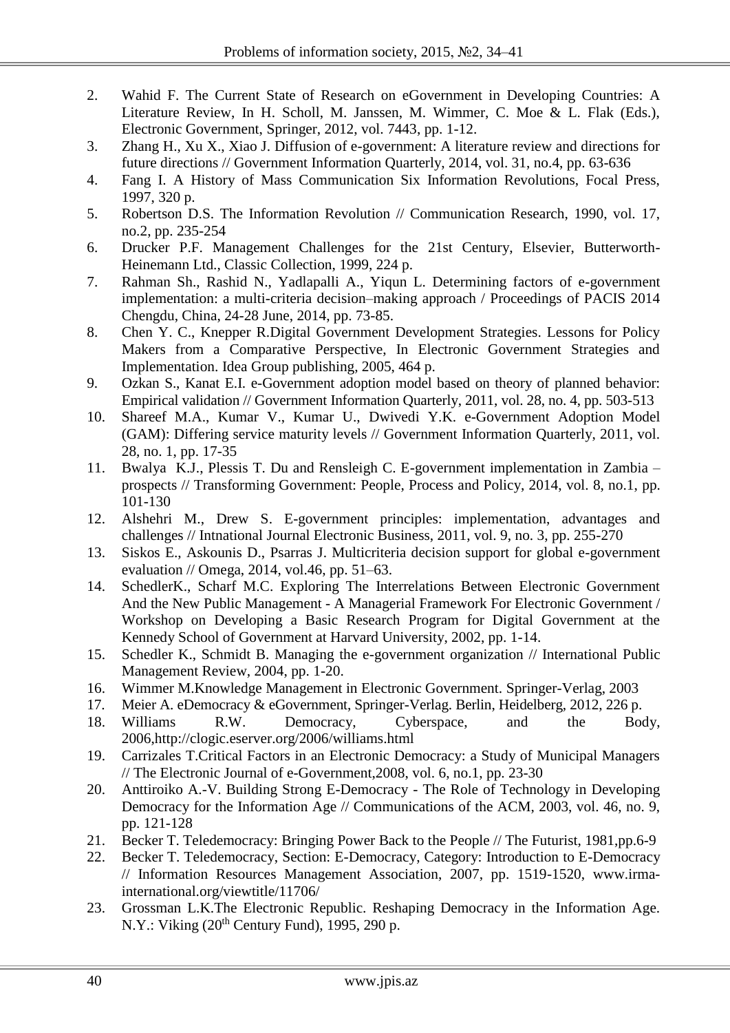2. Wahid F. The Current State of Research on eGovernment in Developing Countries: A Literature Review, In H. Scholl, M. Janssen, M. Wimmer, C. Moe & L. Flak (Eds.), Electronic Government, Springer, 2012, vol. 7443, pp. 1-12.
3. Zhang H., Xu X., Xiao J. Diffusion of e-government: A literature review and directions for future directions // Government Information Quarterly, 2014, vol. 31, no.4, pp. 63-636
4. Fang I. A History of Mass Communication Six Information Revolutions, Focal Press, 1997, 320 p.
5. Robertson D.S. The Information Revolution // Communication Research, 1990, vol. 17, no.2, pp. 235-254
6. Drucker P.F. Management Challenges for the 21st Century, Elsevier, Butterworth-Heinemann Ltd., Classic Collection, 1999, 224 p.
7. Rahman Sh., Rashid N., Yadlapalli A., Yiqun L. Determining factors of e-government implementation: a multi-criteria decision–making approach / Proceedings of PACIS 2014 Chengdu, China, 24-28 June, 2014, pp. 73-85.
8. Chen Y. C., Knepper R.Digital Government Development Strategies. Lessons for Policy Makers from a Comparative Perspective, In Electronic Government Strategies and Implementation. Idea Group publishing, 2005, 464 p.
9. Ozkan S., Kanat E.I. e-Government adoption model based on theory of planned behavior: Empirical validation // Government Information Quarterly, 2011, vol. 28, no. 4, pp. 503-513
10. Shareef M.A., Kumar V., Kumar U., Dwivedi Y.K. e-Government Adoption Model (GAM): Differing service maturity levels // Government Information Quarterly, 2011, vol. 28, no. 1, pp. 17-35
11. Bwalya K.J., Plessis T. Du and Rensleigh C. E-government implementation in Zambia – prospects // Transforming Government: People, Process and Policy, 2014, vol. 8, no.1, pp. 101-130
12. Alshehri M., Drew S. E-government principles: implementation, advantages and challenges // Intnational Journal Electronic Business, 2011, vol. 9, no. 3, pp. 255-270
13. Siskos E., Askounis D., Psarras J. Multicriteria decision support for global e-government evaluation // Omega, 2014, vol.46, pp. 51–63.
14. SchedlerK., Scharf M.C. Exploring The Interrelations Between Electronic Government And the New Public Management - A Managerial Framework For Electronic Government / Workshop on Developing a Basic Research Program for Digital Government at the Kennedy School of Government at Harvard University, 2002, pp. 1-14.
15. Schedler K., Schmidt B. Managing the e-government organization // International Public Management Review, 2004, pp. 1-20.
16. Wimmer M.Knowledge Management in Electronic Government. Springer-Verlag, 2003
17. Meier A. eDemocracy & eGovernment, Springer-Verlag. Berlin, Heidelberg, 2012, 226 p.
18. Williams R.W. Democracy, Cyberspace, and the Body, 2006,http://clogic.eserver.org/2006/williams.html
19. Carrizales T.Critical Factors in an Electronic Democracy: a Study of Municipal Managers // The Electronic Journal of e-Government,2008, vol. 6, no.1, pp. 23-30
20. Anttiroiko A.-V. Building Strong E-Democracy - The Role of Technology in Developing Democracy for the Information Age // Communications of the ACM, 2003, vol. 46, no. 9, pp. 121-128
21. Becker T. Teledemocracy: Bringing Power Back to the People // The Futurist, 1981,pp.6-9
22. Becker T. Teledemocracy, Section: E-Democracy, Category: Introduction to E-Democracy // Information Resources Management Association, 2007, pp. 1519-1520, www.irma-international.org/viewtitle/11706/
23. Grossman L.K.The Electronic Republic. Reshaping Democracy in the Information Age. N.Y.: Viking (20th Century Fund), 1995, 290 p.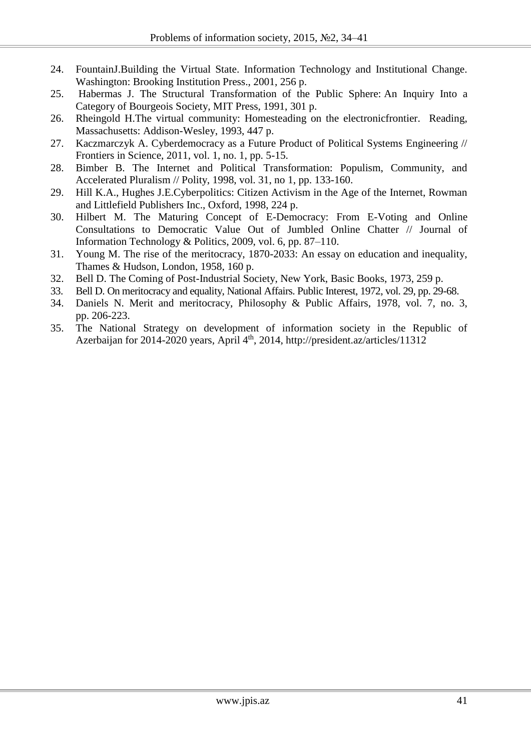24. FountainJ.Building the Virtual State. Information Technology and Institutional Change. Washington: Brooking Institution Press., 2001, 256 p.
25. Habermas J. The Structural Transformation of the Public Sphere: An Inquiry Into a Category of Bourgeois Society, MIT Press, 1991, 301 p.
26. Rheingold H.The virtual community: Homesteading on the electronicfrontier. Reading, Massachusetts: Addison-Wesley, 1993, 447 p.
27. Kaczmarczyk A. Cyberdemocracy as a Future Product of Political Systems Engineering // Frontiers in Science, 2011, vol. 1, no. 1, pp. 5-15.
28. Bimber B. The Internet and Political Transformation: Populism, Community, and Accelerated Pluralism // Polity, 1998, vol. 31, no 1, pp. 133-160.
29. Hill K.A., Hughes J.E.Cyberpolitics: Citizen Activism in the Age of the Internet, Rowman and Littlefield Publishers Inc., Oxford, 1998, 224 p.
30. Hilbert M. The Maturing Concept of E-Democracy: From E-Voting and Online Consultations to Democratic Value Out of Jumbled Online Chatter // Journal of Information Technology & Politics, 2009, vol. 6, pp. 87–110.
31. Young M. The rise of the meritocracy, 1870-2033: An essay on education and inequality, Thames & Hudson, London, 1958, 160 p.
32. Bell D. The Coming of Post-Industrial Society, New York, Basic Books, 1973, 259 p.
33. Bell D. On meritocracy and equality, National Affairs. Public Interest, 1972, vol. 29, pp. 29-68.
34. Daniels N. Merit and meritocracy, Philosophy & Public Affairs, 1978, vol. 7, no. 3, pp. 206-223.
35. The National Strategy on development of information society in the Republic of Azerbaijan for 2014-2020 years, April 4th, 2014, http://president.az/articles/11312